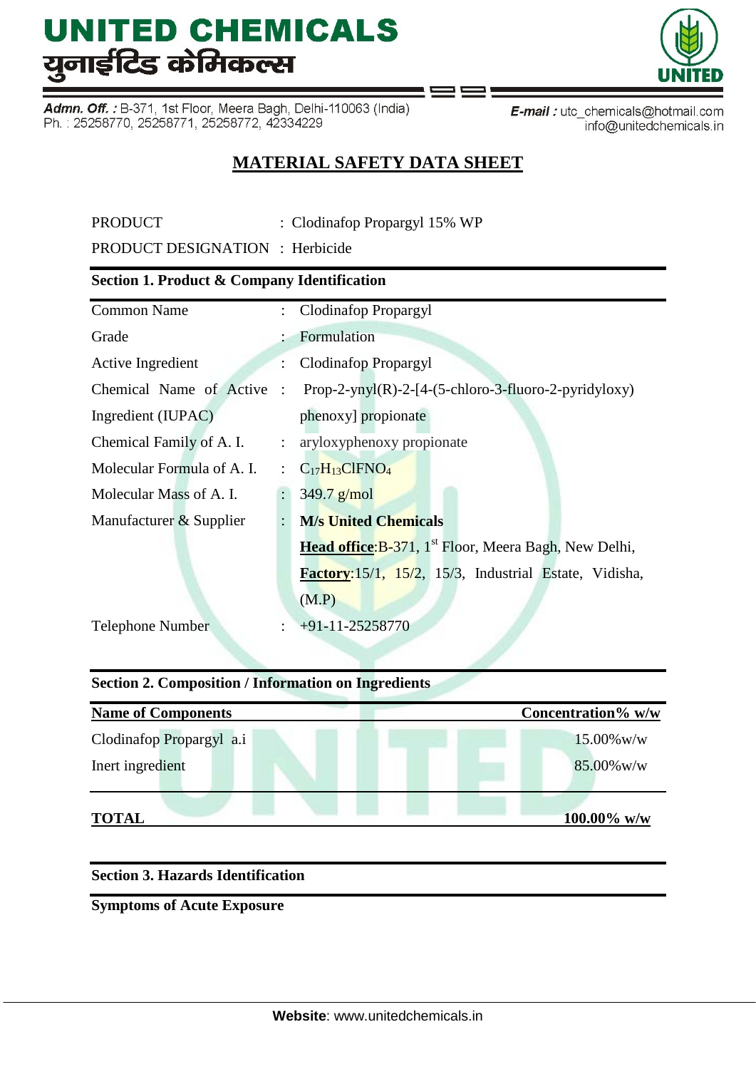# UNITED CHEMICALS
# युनाईटिड केमिकल्स

**Admn. Off. :** B-371, 1st Floor, Meera Bagh, Delhi-110063 (India)
Ph. : 25258770, 25258771, 25258772, 42334229

**E-mail :** utc_chemicals@hotmail.com
info@unitedchemicals.in

## MATERIAL SAFETY DATA SHEET

PRODUCT : Clodinafop Propargyl 15% WP

PRODUCT DESIGNATION : Herbicide

### Section 1. Product & Company Identification

| | | |
|---|---|---|
| Common Name | : | Clodinafop Propargyl |
| Grade | : | Formulation |
| Active Ingredient | : | Clodinafop Propargyl |
| Chemical Name of Active Ingredient (IUPAC) | : | Prop-2-ynyl(R)-2-[4-(5-chloro-3-fluoro-2-pyridyloxy) phenoxy] propionate |
| Chemical Family of A. I. | : | aryloxyphenoxy propionate |
| Molecular Formula of A. I. | : | $C_{17}H_{13}ClFNO_4$ |
| Molecular Mass of A. I. | : | 349.7 g/mol |
| Manufacturer & Supplier | : | **M/s United Chemicals**<br>**Head office**:B-371, 1st Floor, Meera Bagh, New Delhi,<br>**Factory**:15/1, 15/2, 15/3, Industrial Estate, Vidisha, (M.P) |
| Telephone Number | : | +91-11-25258770 |

### Section 2. Composition / Information on Ingredients

| Name of Components | Concentration% w/w |
|---|---|
| Clodinafop Propargyl a.i | 15.00%w/w |
| Inert ingredient | 85.00%w/w |
| **TOTAL** | **100.00% w/w** |

### Section 3. Hazards Identification

**Symptoms of Acute Exposure**

**Website**: www.unitedchemicals.in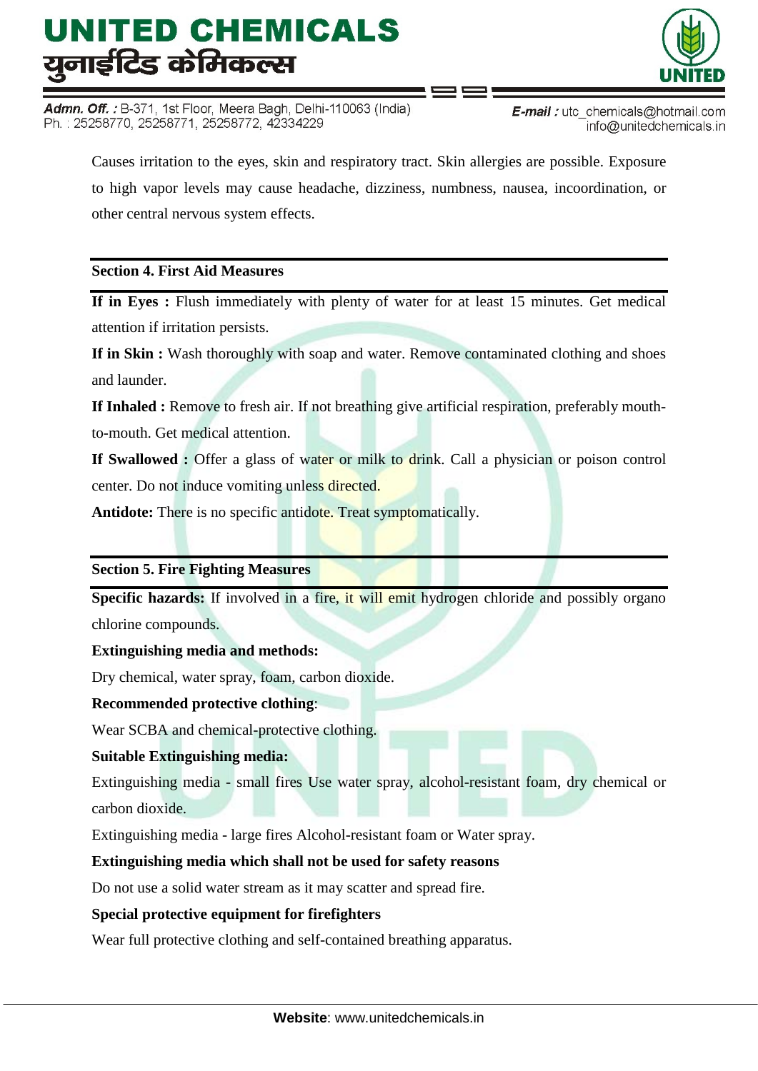Causes irritation to the eyes, skin and respiratory tract. Skin allergies are possible. Exposure to high vapor levels may cause headache, dizziness, numbness, nausea, incoordination, or other central nervous system effects.

## Section 4. First Aid Measures

**If in Eyes :** Flush immediately with plenty of water for at least 15 minutes. Get medical attention if irritation persists.

**If in Skin :** Wash thoroughly with soap and water. Remove contaminated clothing and shoes and launder.

**If Inhaled :** Remove to fresh air. If not breathing give artificial respiration, preferably mouth-to-mouth. Get medical attention.

**If Swallowed :** Offer a glass of water or milk to drink. Call a physician or poison control center. Do not induce vomiting unless directed.

**Antidote:** There is no specific antidote. Treat symptomatically.

## Section 5. Fire Fighting Measures

**Specific hazards:** If involved in a fire, it will emit hydrogen chloride and possibly organo chlorine compounds.

**Extinguishing media and methods:**

Dry chemical, water spray, foam, carbon dioxide.

**Recommended protective clothing**:

Wear SCBA and chemical-protective clothing.

**Suitable Extinguishing media:**

Extinguishing media - small fires Use water spray, alcohol-resistant foam, dry chemical or carbon dioxide.

Extinguishing media - large fires Alcohol-resistant foam or Water spray.

**Extinguishing media which shall not be used for safety reasons**

Do not use a solid water stream as it may scatter and spread fire.

**Special protective equipment for firefighters**

Wear full protective clothing and self-contained breathing apparatus.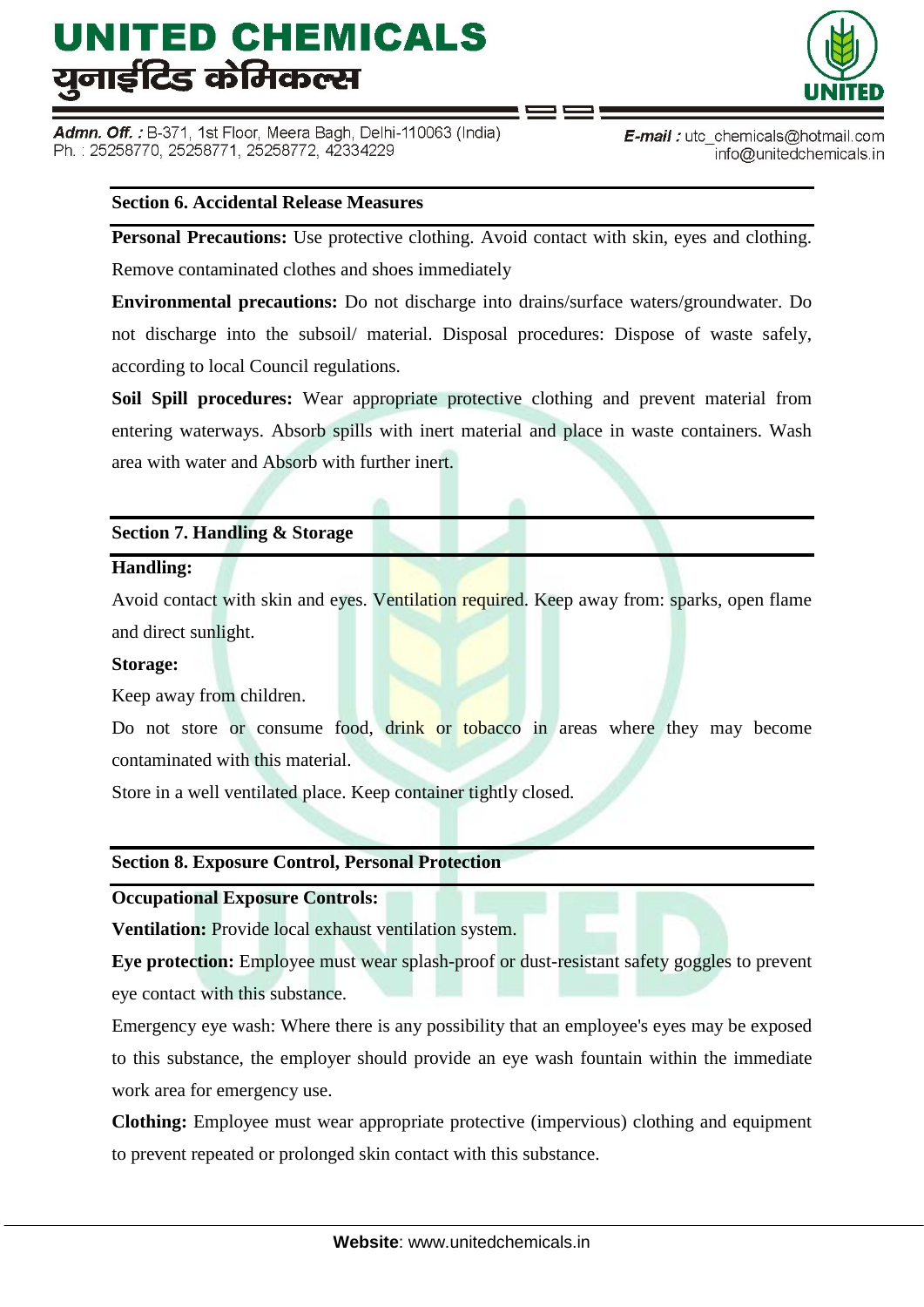## Section 6. Accidental Release Measures

**Personal Precautions:** Use protective clothing. Avoid contact with skin, eyes and clothing. Remove contaminated clothes and shoes immediately

**Environmental precautions:** Do not discharge into drains/surface waters/groundwater. Do not discharge into the subsoil/ material. Disposal procedures: Dispose of waste safely, according to local Council regulations.

**Soil Spill procedures:** Wear appropriate protective clothing and prevent material from entering waterways. Absorb spills with inert material and place in waste containers. Wash area with water and Absorb with further inert.

## Section 7. Handling & Storage

**Handling:**

Avoid contact with skin and eyes. Ventilation required. Keep away from: sparks, open flame and direct sunlight.

**Storage:**

Keep away from children.

Do not store or consume food, drink or tobacco in areas where they may become contaminated with this material.

Store in a well ventilated place. Keep container tightly closed.

## Section 8. Exposure Control, Personal Protection

**Occupational Exposure Controls:**

**Ventilation:** Provide local exhaust ventilation system.

**Eye protection:** Employee must wear splash-proof or dust-resistant safety goggles to prevent eye contact with this substance.

Emergency eye wash: Where there is any possibility that an employee's eyes may be exposed to this substance, the employer should provide an eye wash fountain within the immediate work area for emergency use.

**Clothing:** Employee must wear appropriate protective (impervious) clothing and equipment to prevent repeated or prolonged skin contact with this substance.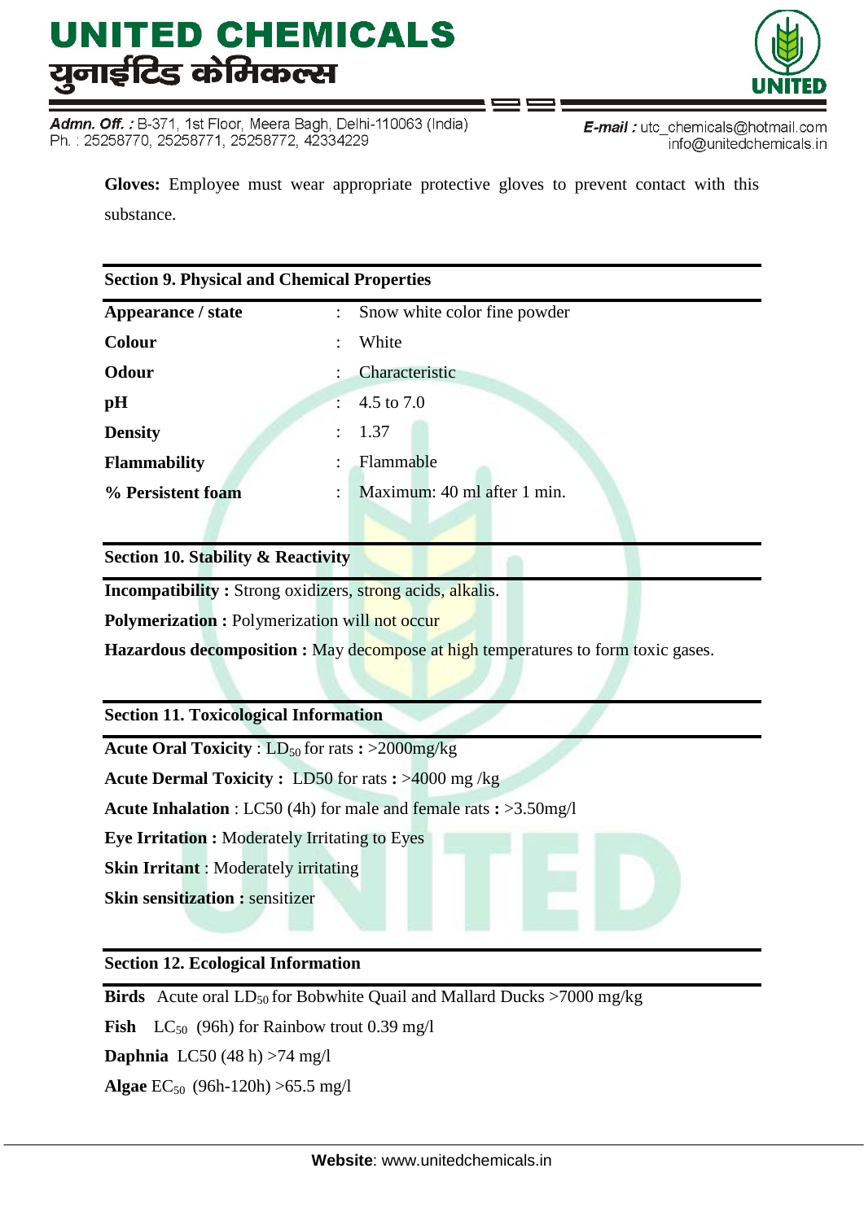**Gloves:** Employee must wear appropriate protective gloves to prevent contact with this substance.

## Section 9. Physical and Chemical Properties

| | | |
|---|---|---|
| **Appearance / state** | : | Snow white color fine powder |
| **Colour** | : | White |
| **Odour** | : | Characteristic |
| **pH** | : | 4.5 to 7.0 |
| **Density** | : | 1.37 |
| **Flammability** | : | Flammable |
| **% Persistent foam** | : | Maximum: 40 ml after 1 min. |

## Section 10. Stability & Reactivity

**Incompatibility :** Strong oxidizers, strong acids, alkalis.

**Polymerization :** Polymerization will not occur

**Hazardous decomposition :** May decompose at high temperatures to form toxic gases.

## Section 11. Toxicological Information

**Acute Oral Toxicity** : $LD_{50}$ for rats **:** >2000mg/kg

**Acute Dermal Toxicity :** LD50 for rats **:** >4000 mg /kg

**Acute Inhalation** : LC50 (4h) for male and female rats **:** >3.50mg/l

**Eye Irritation :** Moderately Irritating to Eyes

**Skin Irritant** : Moderately irritating

**Skin sensitization :** sensitizer

## Section 12. Ecological Information

**Birds** Acute oral $LD_{50}$ for Bobwhite Quail and Mallard Ducks >7000 mg/kg

**Fish** $LC_{50}$ (96h) for Rainbow trout 0.39 mg/l

**Daphnia** LC50 (48 h) >74 mg/l

**Algae** $EC_{50}$ (96h-120h) >65.5 mg/l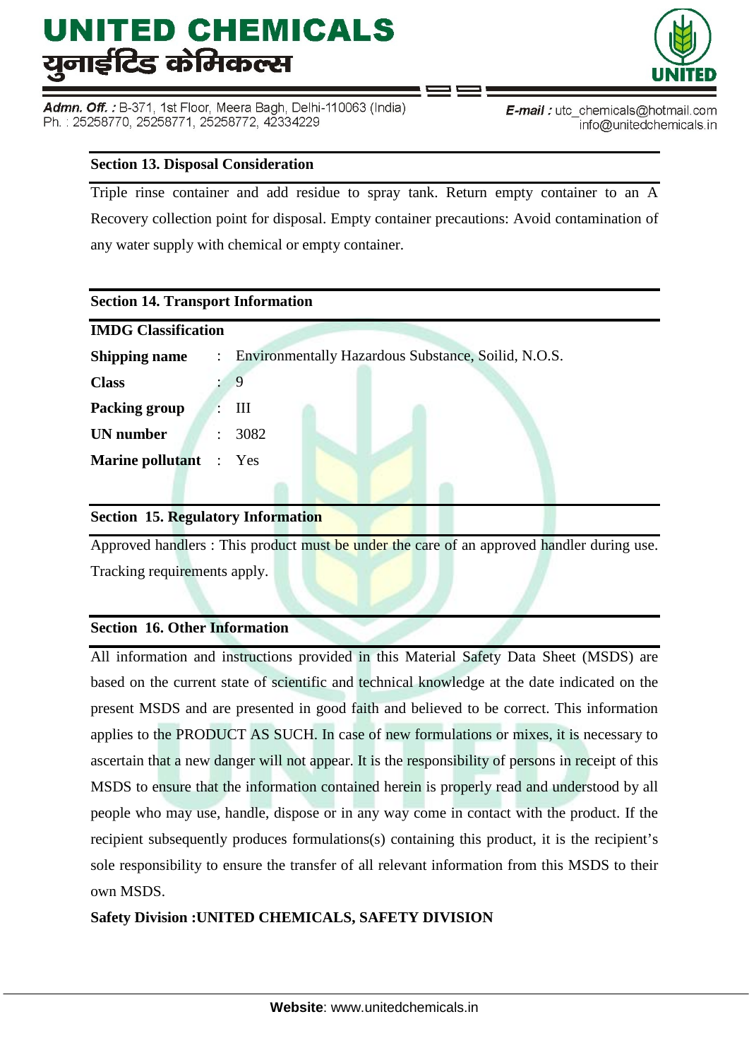## Section 13. Disposal Consideration

Triple rinse container and add residue to spray tank. Return empty container to an A Recovery collection point for disposal. Empty container precautions: Avoid contamination of any water supply with chemical or empty container.

## Section 14. Transport Information

**IMDG Classification**

| | | |
|---|---|---|
| **Shipping name** | : | Environmentally Hazardous Substance, Soilid, N.O.S. |
| **Class** | : | 9 |
| **Packing group** | : | III |
| **UN number** | : | 3082 |
| **Marine pollutant** | : | Yes |

## Section 15. Regulatory Information

Approved handlers : This product must be under the care of an approved handler during use. Tracking requirements apply.

## Section 16. Other Information

All information and instructions provided in this Material Safety Data Sheet (MSDS) are based on the current state of scientific and technical knowledge at the date indicated on the present MSDS and are presented in good faith and believed to be correct. This information applies to the PRODUCT AS SUCH. In case of new formulations or mixes, it is necessary to ascertain that a new danger will not appear. It is the responsibility of persons in receipt of this MSDS to ensure that the information contained herein is properly read and understood by all people who may use, handle, dispose or in any way come in contact with the product. If the recipient subsequently produces formulations(s) containing this product, it is the recipient's sole responsibility to ensure the transfer of all relevant information from this MSDS to their own MSDS.

**Safety Division :UNITED CHEMICALS, SAFETY DIVISION**